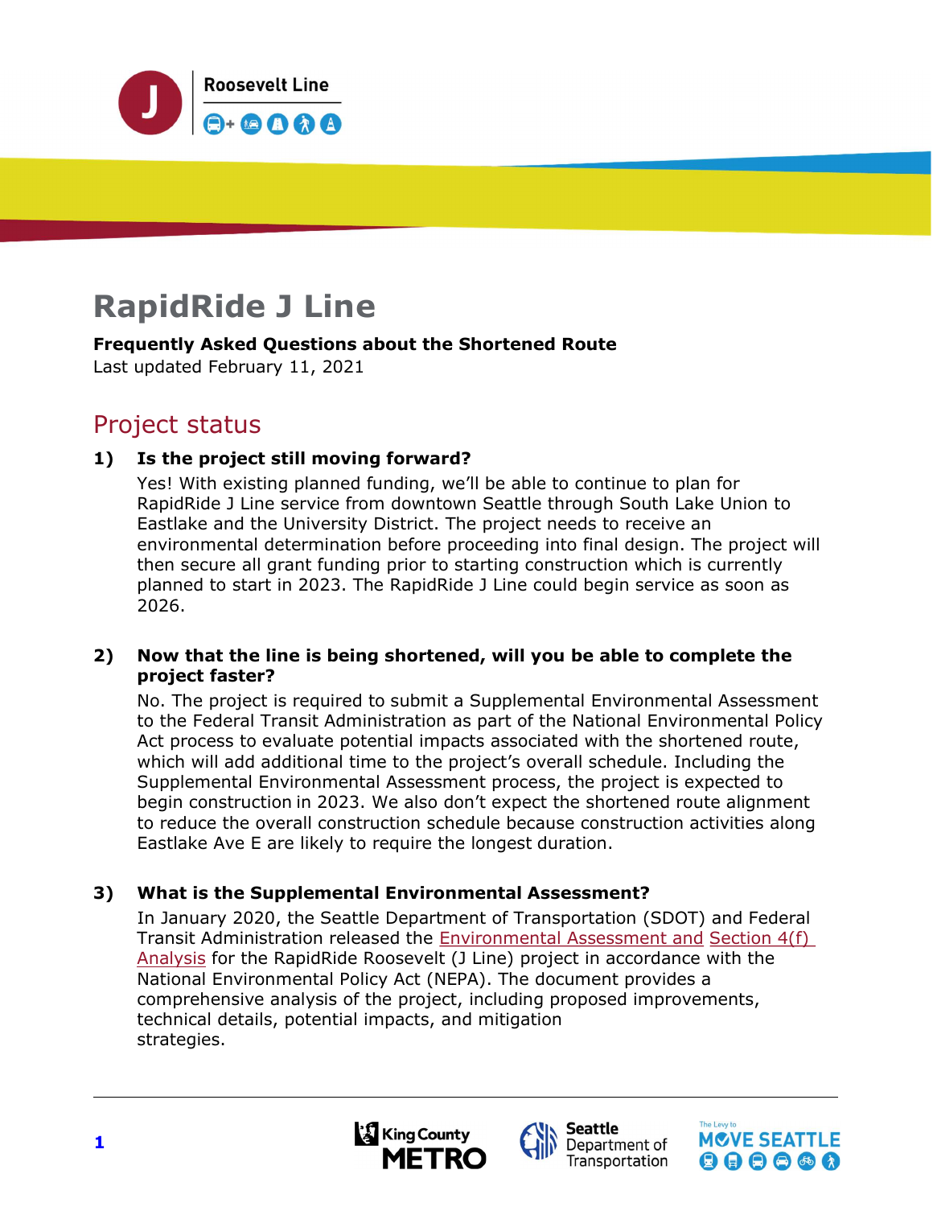Roosevelt Line

# RapidRide J Line

**Frequently Asked Questions about the Shortened Route**
Last updated February 11, 2021

## Project status

**1) Is the project still moving forward?**

Yes! With existing planned funding, we'll be able to continue to plan for RapidRide J Line service from downtown Seattle through South Lake Union to Eastlake and the University District. The project needs to receive an environmental determination before proceeding into final design. The project will then secure all grant funding prior to starting construction which is currently planned to start in 2023. The RapidRide J Line could begin service as soon as 2026.

**2) Now that the line is being shortened, will you be able to complete the project faster?**

No. The project is required to submit a Supplemental Environmental Assessment to the Federal Transit Administration as part of the National Environmental Policy Act process to evaluate potential impacts associated with the shortened route, which will add additional time to the project's overall schedule. Including the Supplemental Environmental Assessment process, the project is expected to begin construction in 2023. We also don't expect the shortened route alignment to reduce the overall construction schedule because construction activities along Eastlake Ave E are likely to require the longest duration.

**3) What is the Supplemental Environmental Assessment?**

In January 2020, the Seattle Department of Transportation (SDOT) and Federal Transit Administration released the Environmental Assessment and Section 4(f) Analysis for the RapidRide Roosevelt (J Line) project in accordance with the National Environmental Policy Act (NEPA). The document provides a comprehensive analysis of the project, including proposed improvements, technical details, potential impacts, and mitigation strategies.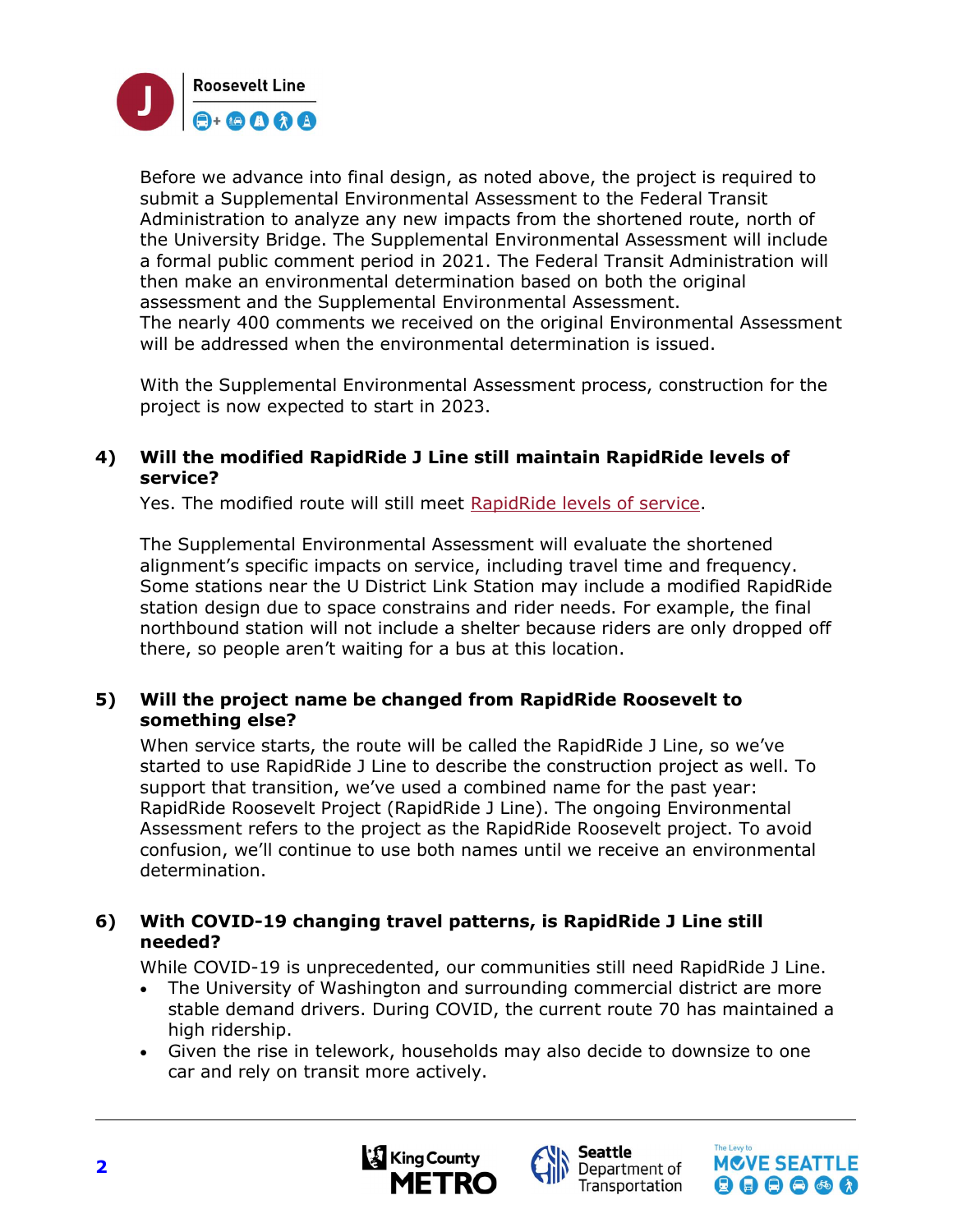Before we advance into final design, as noted above, the project is required to submit a Supplemental Environmental Assessment to the Federal Transit Administration to analyze any new impacts from the shortened route, north of the University Bridge. The Supplemental Environmental Assessment will include a formal public comment period in 2021. The Federal Transit Administration will then make an environmental determination based on both the original assessment and the Supplemental Environmental Assessment.
The nearly 400 comments we received on the original Environmental Assessment will be addressed when the environmental determination is issued.

With the Supplemental Environmental Assessment process, construction for the project is now expected to start in 2023.

### 4) Will the modified RapidRide J Line still maintain RapidRide levels of service?

Yes. The modified route will still meet RapidRide levels of service.

The Supplemental Environmental Assessment will evaluate the shortened alignment's specific impacts on service, including travel time and frequency. Some stations near the U District Link Station may include a modified RapidRide station design due to space constrains and rider needs. For example, the final northbound station will not include a shelter because riders are only dropped off there, so people aren't waiting for a bus at this location.

### 5) Will the project name be changed from RapidRide Roosevelt to something else?

When service starts, the route will be called the RapidRide J Line, so we've started to use RapidRide J Line to describe the construction project as well. To support that transition, we've used a combined name for the past year: RapidRide Roosevelt Project (RapidRide J Line). The ongoing Environmental Assessment refers to the project as the RapidRide Roosevelt project. To avoid confusion, we'll continue to use both names until we receive an environmental determination.

### 6) With COVID-19 changing travel patterns, is RapidRide J Line still needed?

While COVID-19 is unprecedented, our communities still need RapidRide J Line.

- The University of Washington and surrounding commercial district are more stable demand drivers. During COVID, the current route 70 has maintained a high ridership.
- Given the rise in telework, households may also decide to downsize to one car and rely on transit more actively.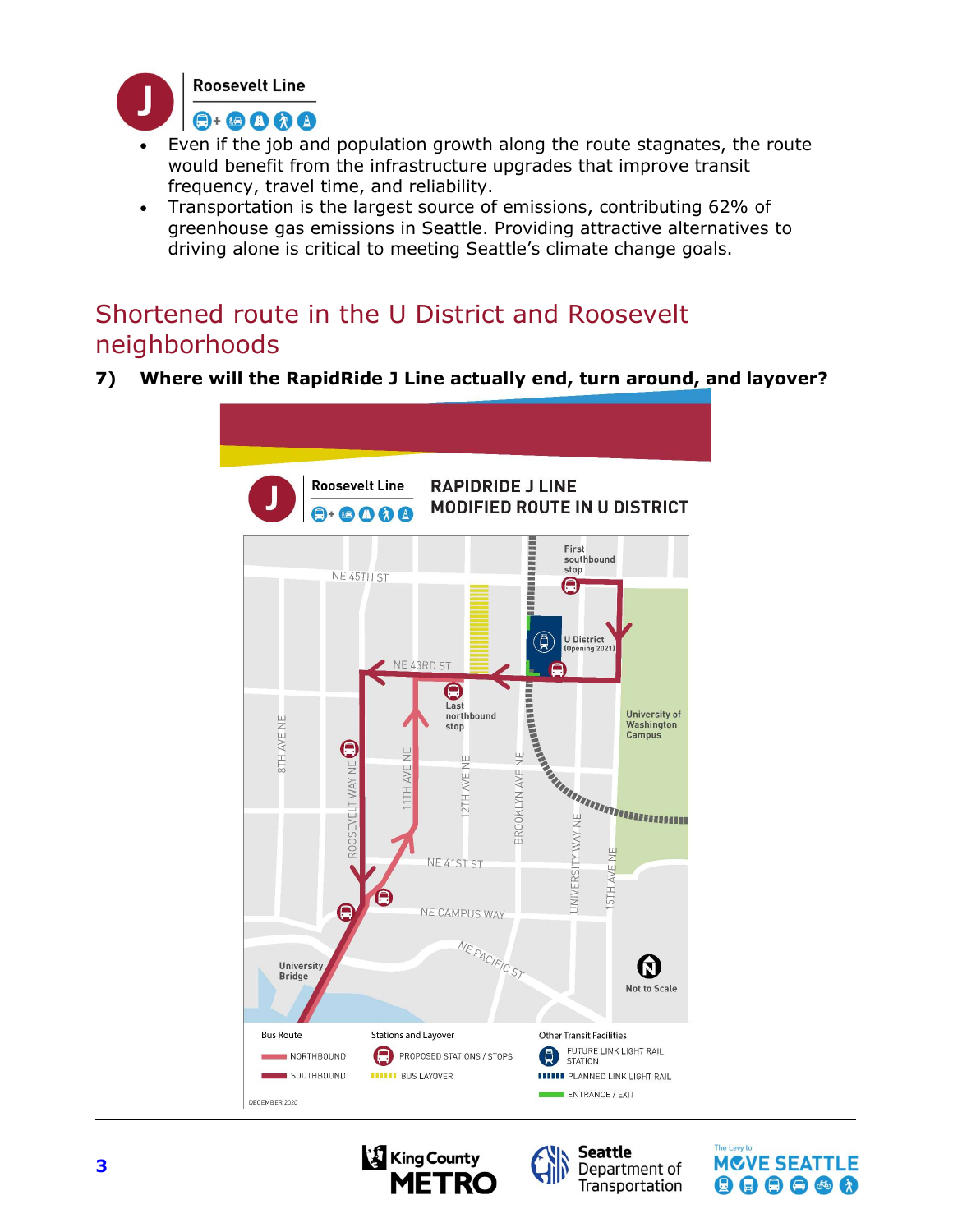- Even if the job and population growth along the route stagnates, the route would benefit from the infrastructure upgrades that improve transit frequency, travel time, and reliability.
- Transportation is the largest source of emissions, contributing 62% of greenhouse gas emissions in Seattle. Providing attractive alternatives to driving alone is critical to meeting Seattle's climate change goals.

## Shortened route in the U District and Roosevelt neighborhoods

**7) Where will the RapidRide J Line actually end, turn around, and layover?**

Roosevelt Line

RAPIDRIDE J LINE
MODIFIED ROUTE IN U DISTRICT

NE 45TH ST, NE 43RD ST, NE 41ST ST, NE CAMPUS WAY, NE PACIFIC ST, 8TH AVE NE, ROOSEVELT WAY NE, 11TH AVE NE, 12TH AVE NE, BROOKLYN AVE NE, UNIVERSITY WAY NE, 15TH AVE NE

First southbound stop

Last northbound stop

U District (Opening 2021)

University of Washington Campus

University Bridge

Not to Scale

Bus Route: NORTHBOUND; SOUTHBOUND

Stations and Layover: PROPOSED STATIONS / STOPS; BUS LAYOVER

Other Transit Facilities: FUTURE LINK LIGHT RAIL STATION; PLANNED LINK LIGHT RAIL; ENTRANCE / EXIT

DECEMBER 2020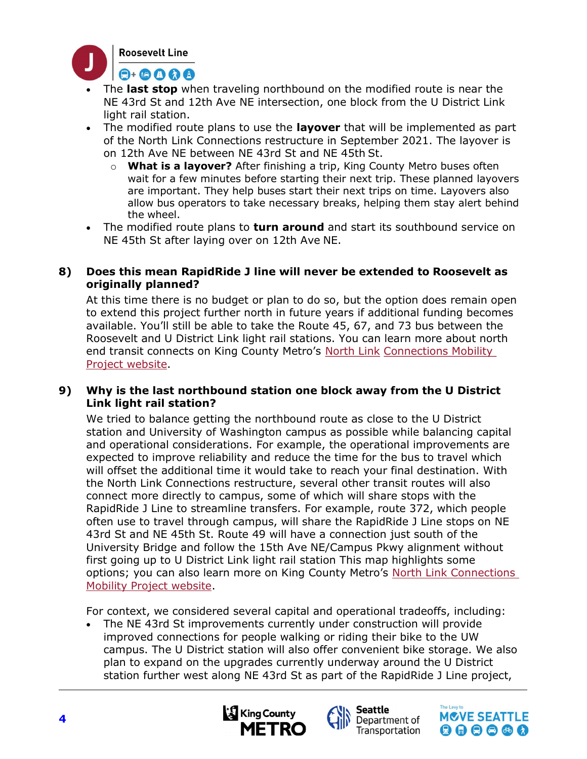- The **last stop** when traveling northbound on the modified route is near the NE 43rd St and 12th Ave NE intersection, one block from the U District Link light rail station.
- The modified route plans to use the **layover** that will be implemented as part of the North Link Connections restructure in September 2021. The layover is on 12th Ave NE between NE 43rd St and NE 45th St.
  - **What is a layover?** After finishing a trip, King County Metro buses often wait for a few minutes before starting their next trip. These planned layovers are important. They help buses start their next trips on time. Layovers also allow bus operators to take necessary breaks, helping them stay alert behind the wheel.
- The modified route plans to **turn around** and start its southbound service on NE 45th St after laying over on 12th Ave NE.

### 8) Does this mean RapidRide J line will never be extended to Roosevelt as originally planned?

At this time there is no budget or plan to do so, but the option does remain open to extend this project further north in future years if additional funding becomes available. You'll still be able to take the Route 45, 67, and 73 bus between the Roosevelt and U District Link light rail stations. You can learn more about north end transit connects on King County Metro's North Link Connections Mobility Project website.

### 9) Why is the last northbound station one block away from the U District Link light rail station?

We tried to balance getting the northbound route as close to the U District station and University of Washington campus as possible while balancing capital and operational considerations. For example, the operational improvements are expected to improve reliability and reduce the time for the bus to travel which will offset the additional time it would take to reach your final destination. With the North Link Connections restructure, several other transit routes will also connect more directly to campus, some of which will share stops with the RapidRide J Line to streamline transfers. For example, route 372, which people often use to travel through campus, will share the RapidRide J Line stops on NE 43rd St and NE 45th St. Route 49 will have a connection just south of the University Bridge and follow the 15th Ave NE/Campus Pkwy alignment without first going up to U District Link light rail station This map highlights some options; you can also learn more on King County Metro's North Link Connections Mobility Project website.

For context, we considered several capital and operational tradeoffs, including:

- The NE 43rd St improvements currently under construction will provide improved connections for people walking or riding their bike to the UW campus. The U District station will also offer convenient bike storage. We also plan to expand on the upgrades currently underway around the U District station further west along NE 43rd St as part of the RapidRide J Line project,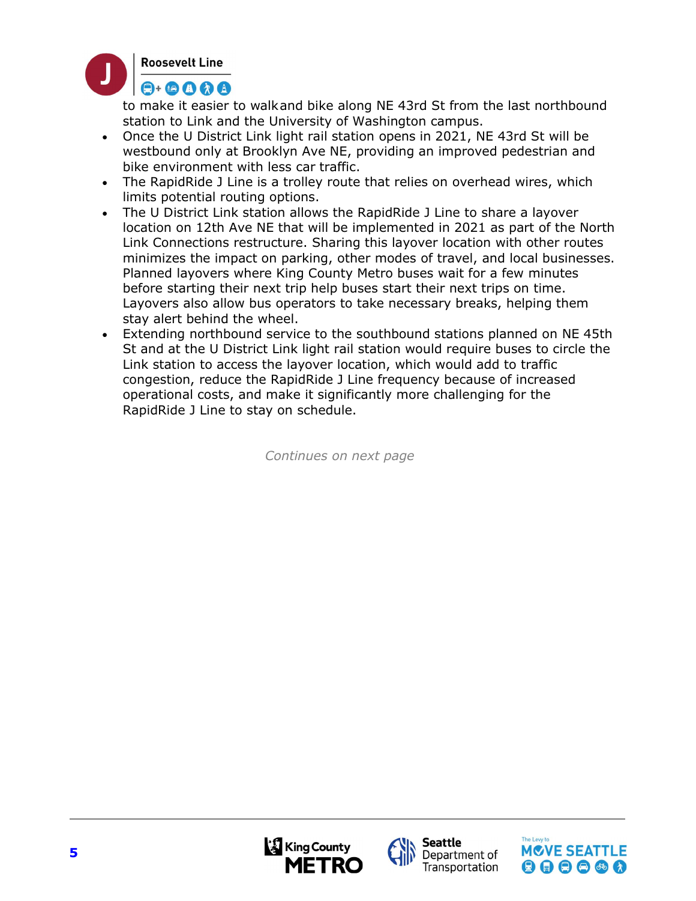to make it easier to walk and bike along NE 43rd St from the last northbound station to Link and the University of Washington campus.

- Once the U District Link light rail station opens in 2021, NE 43rd St will be westbound only at Brooklyn Ave NE, providing an improved pedestrian and bike environment with less car traffic.
- The RapidRide J Line is a trolley route that relies on overhead wires, which limits potential routing options.
- The U District Link station allows the RapidRide J Line to share a layover location on 12th Ave NE that will be implemented in 2021 as part of the North Link Connections restructure. Sharing this layover location with other routes minimizes the impact on parking, other modes of travel, and local businesses. Planned layovers where King County Metro buses wait for a few minutes before starting their next trip help buses start their next trips on time. Layovers also allow bus operators to take necessary breaks, helping them stay alert behind the wheel.
- Extending northbound service to the southbound stations planned on NE 45th St and at the U District Link light rail station would require buses to circle the Link station to access the layover location, which would add to traffic congestion, reduce the RapidRide J Line frequency because of increased operational costs, and make it significantly more challenging for the RapidRide J Line to stay on schedule.

*Continues on next page*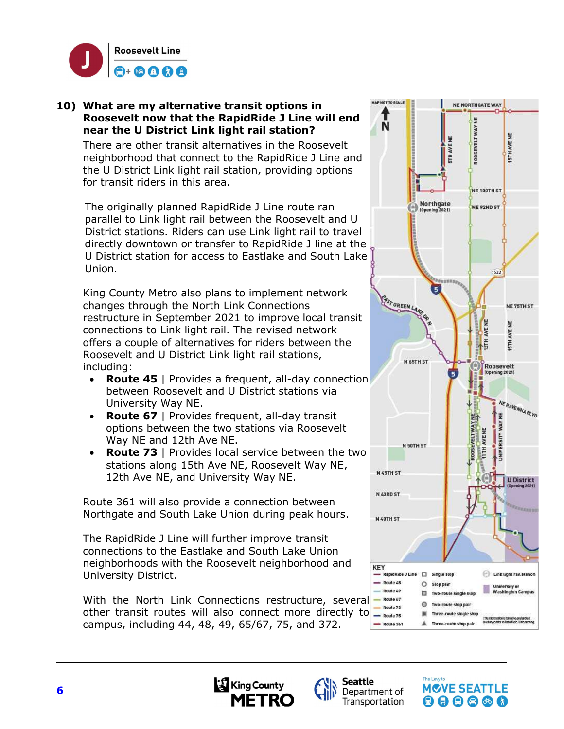# Roosevelt Line

## 10) What are my alternative transit options in Roosevelt now that the RapidRide J Line will end near the U District Link light rail station?

There are other transit alternatives in the Roosevelt neighborhood that connect to the RapidRide J Line and the U District Link light rail station, providing options for transit riders in this area.

The originally planned RapidRide J Line route ran parallel to Link light rail between the Roosevelt and U District stations. Riders can use Link light rail to travel directly downtown or transfer to RapidRide J line at the U District station for access to Eastlake and South Lake Union.

King County Metro also plans to implement network changes through the North Link Connections restructure in September 2021 to improve local transit connections to Link light rail. The revised network offers a couple of alternatives for riders between the Roosevelt and U District Link light rail stations, including:

- **Route 45** | Provides a frequent, all-day connection between Roosevelt and U District stations via University Way NE.
- **Route 67** | Provides frequent, all-day transit options between the two stations via Roosevelt Way NE and 12th Ave NE.
- **Route 73** | Provides local service between the two stations along 15th Ave NE, Roosevelt Way NE, 12th Ave NE, and University Way NE.

Route 361 will also provide a connection between Northgate and South Lake Union during peak hours.

The RapidRide J Line will further improve transit connections to the Eastlake and South Lake Union neighborhoods with the Roosevelt neighborhood and University District.

With the North Link Connections restructure, several other transit routes will also connect more directly to campus, including 44, 48, 49, 65/67, 75, and 372.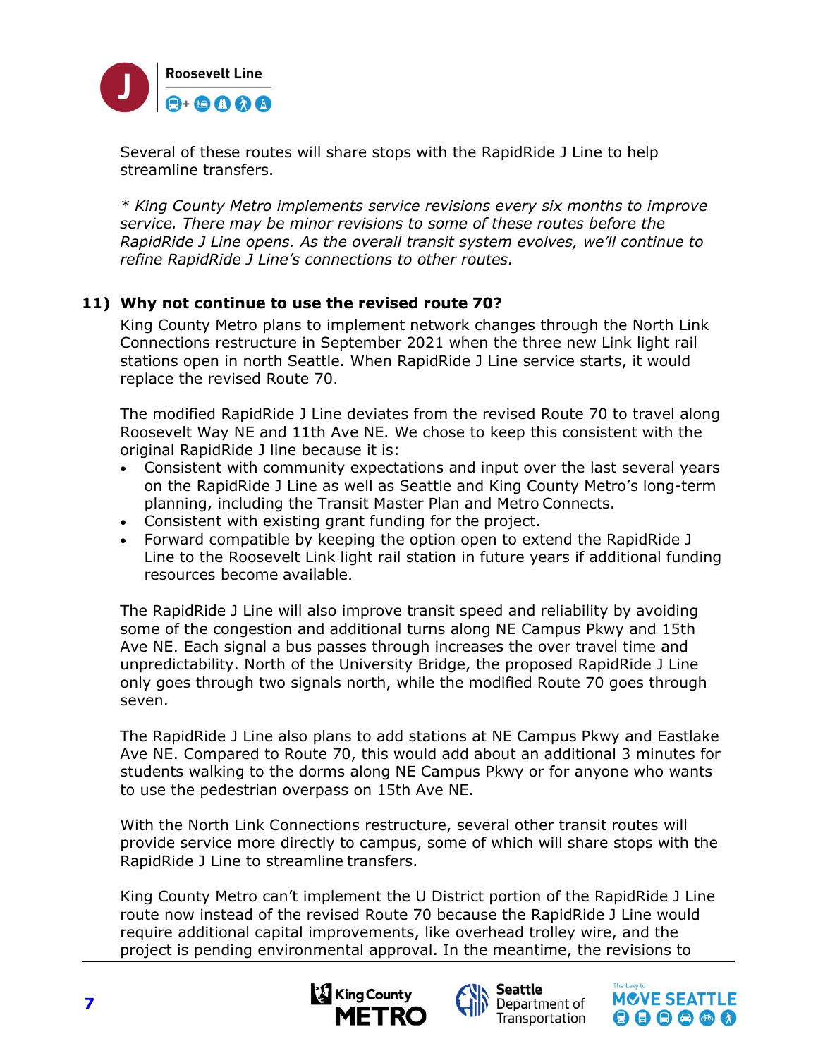Several of these routes will share stops with the RapidRide J Line to help streamline transfers.

*\* King County Metro implements service revisions every six months to improve service. There may be minor revisions to some of these routes before the RapidRide J Line opens. As the overall transit system evolves, we'll continue to refine RapidRide J Line's connections to other routes.*

### 11) Why not continue to use the revised route 70?

King County Metro plans to implement network changes through the North Link Connections restructure in September 2021 when the three new Link light rail stations open in north Seattle. When RapidRide J Line service starts, it would replace the revised Route 70.

The modified RapidRide J Line deviates from the revised Route 70 to travel along Roosevelt Way NE and 11th Ave NE. We chose to keep this consistent with the original RapidRide J line because it is:

- Consistent with community expectations and input over the last several years on the RapidRide J Line as well as Seattle and King County Metro's long-term planning, including the Transit Master Plan and Metro Connects.
- Consistent with existing grant funding for the project.
- Forward compatible by keeping the option open to extend the RapidRide J Line to the Roosevelt Link light rail station in future years if additional funding resources become available.

The RapidRide J Line will also improve transit speed and reliability by avoiding some of the congestion and additional turns along NE Campus Pkwy and 15th Ave NE. Each signal a bus passes through increases the over travel time and unpredictability. North of the University Bridge, the proposed RapidRide J Line only goes through two signals north, while the modified Route 70 goes through seven.

The RapidRide J Line also plans to add stations at NE Campus Pkwy and Eastlake Ave NE. Compared to Route 70, this would add about an additional 3 minutes for students walking to the dorms along NE Campus Pkwy or for anyone who wants to use the pedestrian overpass on 15th Ave NE.

With the North Link Connections restructure, several other transit routes will provide service more directly to campus, some of which will share stops with the RapidRide J Line to streamline transfers.

King County Metro can't implement the U District portion of the RapidRide J Line route now instead of the revised Route 70 because the RapidRide J Line would require additional capital improvements, like overhead trolley wire, and the project is pending environmental approval. In the meantime, the revisions to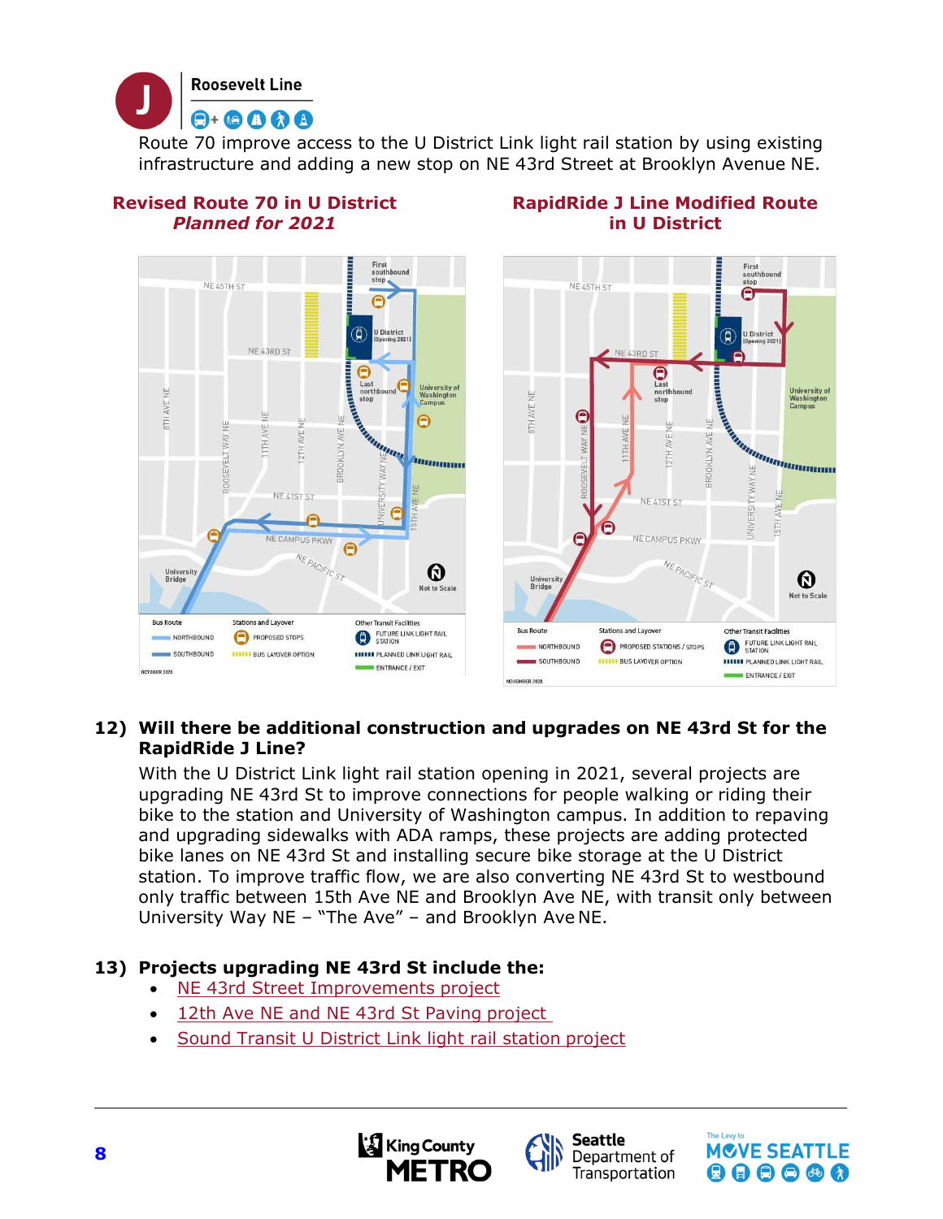# J Roosevelt Line

Route 70 improve access to the U District Link light rail station by using existing infrastructure and adding a new stop on NE 43rd Street at Brooklyn Avenue NE.

**Revised Route 70 in U District**
***Planned for 2021***

**RapidRide J Line Modified Route in U District**

### 12) Will there be additional construction and upgrades on NE 43rd St for the RapidRide J Line?

With the U District Link light rail station opening in 2021, several projects are upgrading NE 43rd St to improve connections for people walking or riding their bike to the station and University of Washington campus. In addition to repaving and upgrading sidewalks with ADA ramps, these projects are adding protected bike lanes on NE 43rd St and installing secure bike storage at the U District station. To improve traffic flow, we are also converting NE 43rd St to westbound only traffic between 15th Ave NE and Brooklyn Ave NE, with transit only between University Way NE – "The Ave" – and Brooklyn Ave NE.

### 13) Projects upgrading NE 43rd St include the:

- NE 43rd Street Improvements project
- 12th Ave NE and NE 43rd St Paving project
- Sound Transit U District Link light rail station project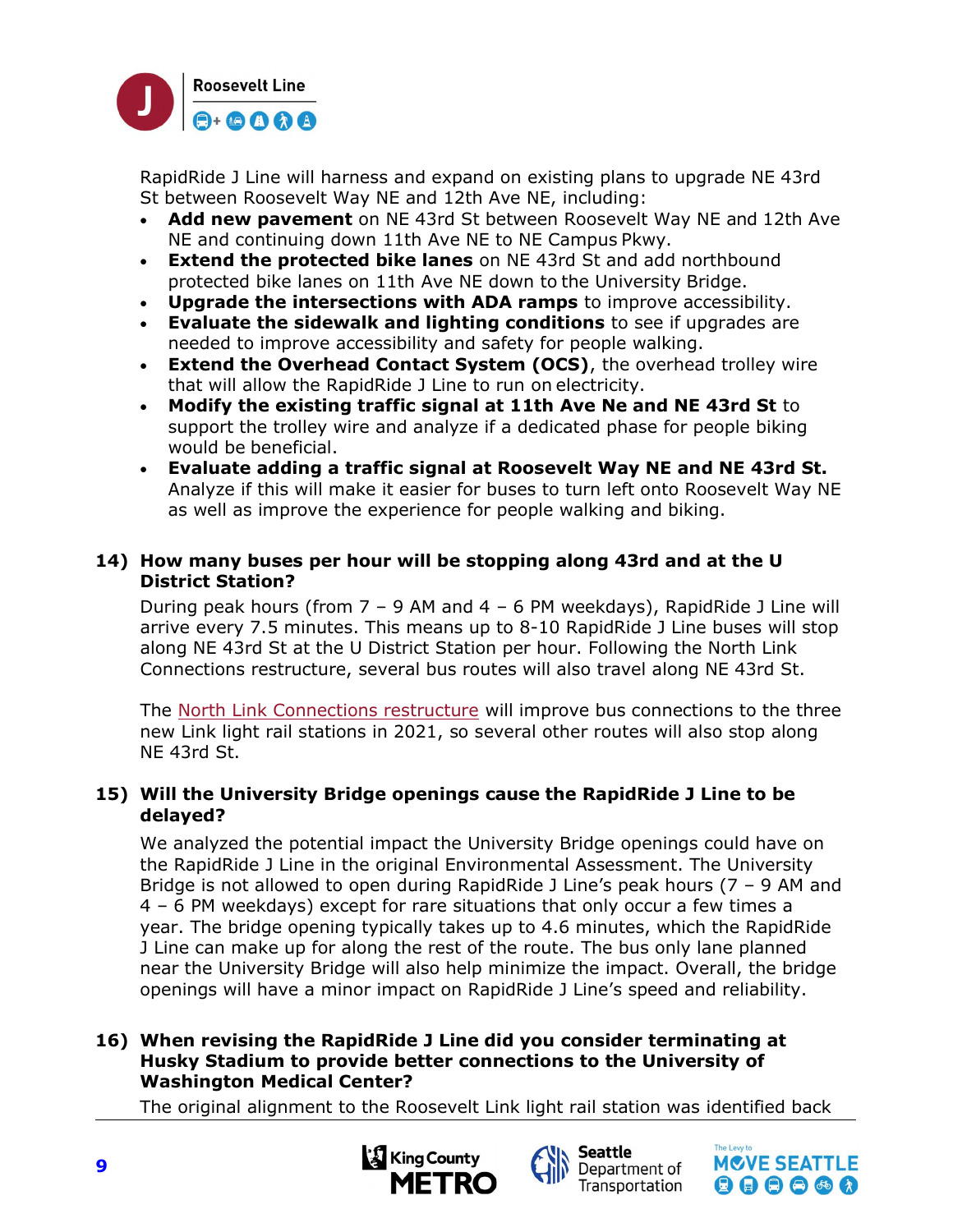RapidRide J Line will harness and expand on existing plans to upgrade NE 43rd St between Roosevelt Way NE and 12th Ave NE, including:

- **Add new pavement** on NE 43rd St between Roosevelt Way NE and 12th Ave NE and continuing down 11th Ave NE to NE Campus Pkwy.
- **Extend the protected bike lanes** on NE 43rd St and add northbound protected bike lanes on 11th Ave NE down to the University Bridge.
- **Upgrade the intersections with ADA ramps** to improve accessibility.
- **Evaluate the sidewalk and lighting conditions** to see if upgrades are needed to improve accessibility and safety for people walking.
- **Extend the Overhead Contact System (OCS)**, the overhead trolley wire that will allow the RapidRide J Line to run on electricity.
- **Modify the existing traffic signal at 11th Ave Ne and NE 43rd St** to support the trolley wire and analyze if a dedicated phase for people biking would be beneficial.
- **Evaluate adding a traffic signal at Roosevelt Way NE and NE 43rd St.** Analyze if this will make it easier for buses to turn left onto Roosevelt Way NE as well as improve the experience for people walking and biking.

### 14) How many buses per hour will be stopping along 43rd and at the U District Station?

During peak hours (from 7 – 9 AM and 4 – 6 PM weekdays), RapidRide J Line will arrive every 7.5 minutes. This means up to 8-10 RapidRide J Line buses will stop along NE 43rd St at the U District Station per hour. Following the North Link Connections restructure, several bus routes will also travel along NE 43rd St.

The North Link Connections restructure will improve bus connections to the three new Link light rail stations in 2021, so several other routes will also stop along NE 43rd St.

### 15) Will the University Bridge openings cause the RapidRide J Line to be delayed?

We analyzed the potential impact the University Bridge openings could have on the RapidRide J Line in the original Environmental Assessment. The University Bridge is not allowed to open during RapidRide J Line's peak hours (7 – 9 AM and 4 – 6 PM weekdays) except for rare situations that only occur a few times a year. The bridge opening typically takes up to 4.6 minutes, which the RapidRide J Line can make up for along the rest of the route. The bus only lane planned near the University Bridge will also help minimize the impact. Overall, the bridge openings will have a minor impact on RapidRide J Line's speed and reliability.

### 16) When revising the RapidRide J Line did you consider terminating at Husky Stadium to provide better connections to the University of Washington Medical Center?

The original alignment to the Roosevelt Link light rail station was identified back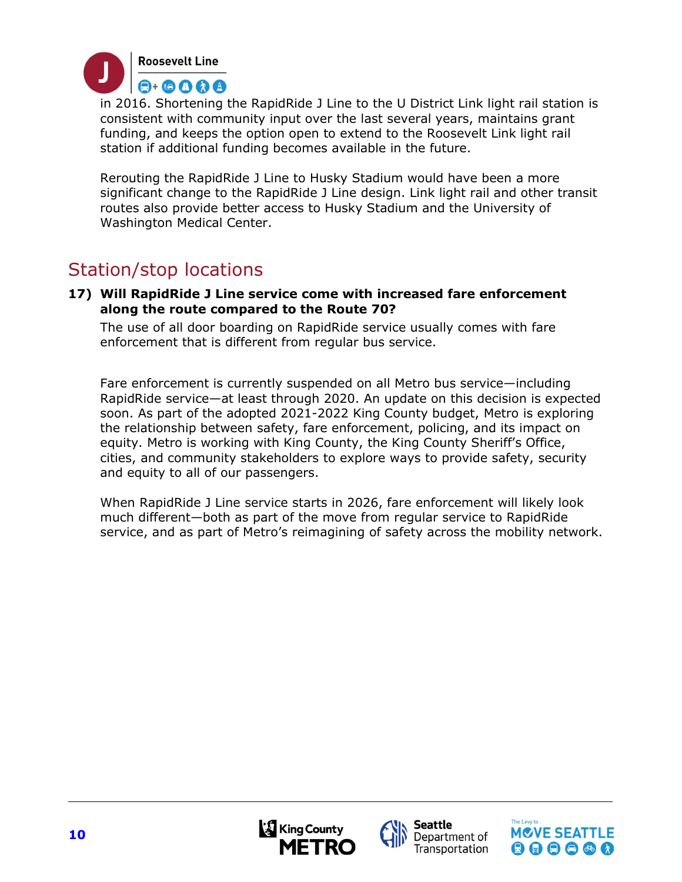in 2016. Shortening the RapidRide J Line to the U District Link light rail station is consistent with community input over the last several years, maintains grant funding, and keeps the option open to extend to the Roosevelt Link light rail station if additional funding becomes available in the future.

Rerouting the RapidRide J Line to Husky Stadium would have been a more significant change to the RapidRide J Line design. Link light rail and other transit routes also provide better access to Husky Stadium and the University of Washington Medical Center.

## Station/stop locations

**17) Will RapidRide J Line service come with increased fare enforcement along the route compared to the Route 70?**

The use of all door boarding on RapidRide service usually comes with fare enforcement that is different from regular bus service.

Fare enforcement is currently suspended on all Metro bus service—including RapidRide service—at least through 2020. An update on this decision is expected soon. As part of the adopted 2021-2022 King County budget, Metro is exploring the relationship between safety, fare enforcement, policing, and its impact on equity. Metro is working with King County, the King County Sheriff's Office, cities, and community stakeholders to explore ways to provide safety, security and equity to all of our passengers.

When RapidRide J Line service starts in 2026, fare enforcement will likely look much different—both as part of the move from regular service to RapidRide service, and as part of Metro's reimagining of safety across the mobility network.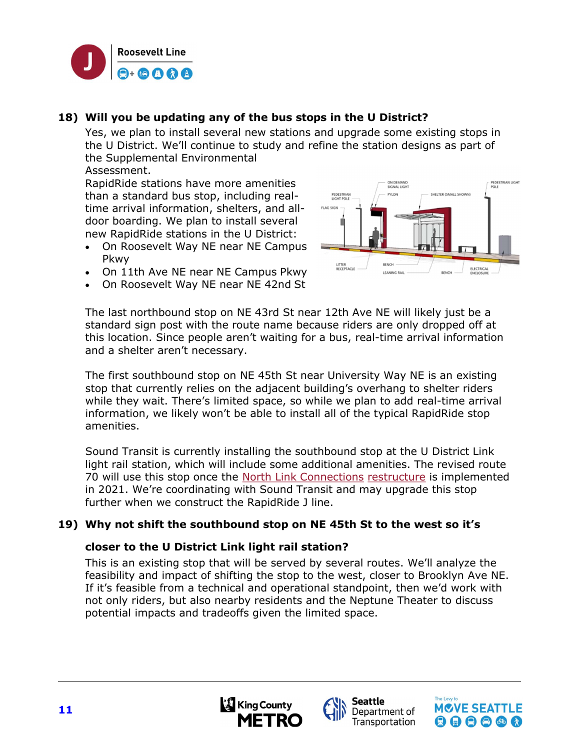## 18) Will you be updating any of the bus stops in the U District?

Yes, we plan to install several new stations and upgrade some existing stops in the U District. We'll continue to study and refine the station designs as part of the Supplemental Environmental Assessment.

RapidRide stations have more amenities than a standard bus stop, including real-time arrival information, shelters, and all-door boarding. We plan to install several new RapidRide stations in the U District:

- On Roosevelt Way NE near NE Campus Pkwy
- On 11th Ave NE near NE Campus Pkwy
- On Roosevelt Way NE near NE 42nd St

The last northbound stop on NE 43rd St near 12th Ave NE will likely just be a standard sign post with the route name because riders are only dropped off at this location. Since people aren't waiting for a bus, real-time arrival information and a shelter aren't necessary.

The first southbound stop on NE 45th St near University Way NE is an existing stop that currently relies on the adjacent building's overhang to shelter riders while they wait. There's limited space, so while we plan to add real-time arrival information, we likely won't be able to install all of the typical RapidRide stop amenities.

Sound Transit is currently installing the southbound stop at the U District Link light rail station, which will include some additional amenities. The revised route 70 will use this stop once the North Link Connections restructure is implemented in 2021. We're coordinating with Sound Transit and may upgrade this stop further when we construct the RapidRide J line.

## 19) Why not shift the southbound stop on NE 45th St to the west so it's closer to the U District Link light rail station?

This is an existing stop that will be served by several routes. We'll analyze the feasibility and impact of shifting the stop to the west, closer to Brooklyn Ave NE. If it's feasible from a technical and operational standpoint, then we'd work with not only riders, but also nearby residents and the Neptune Theater to discuss potential impacts and tradeoffs given the limited space.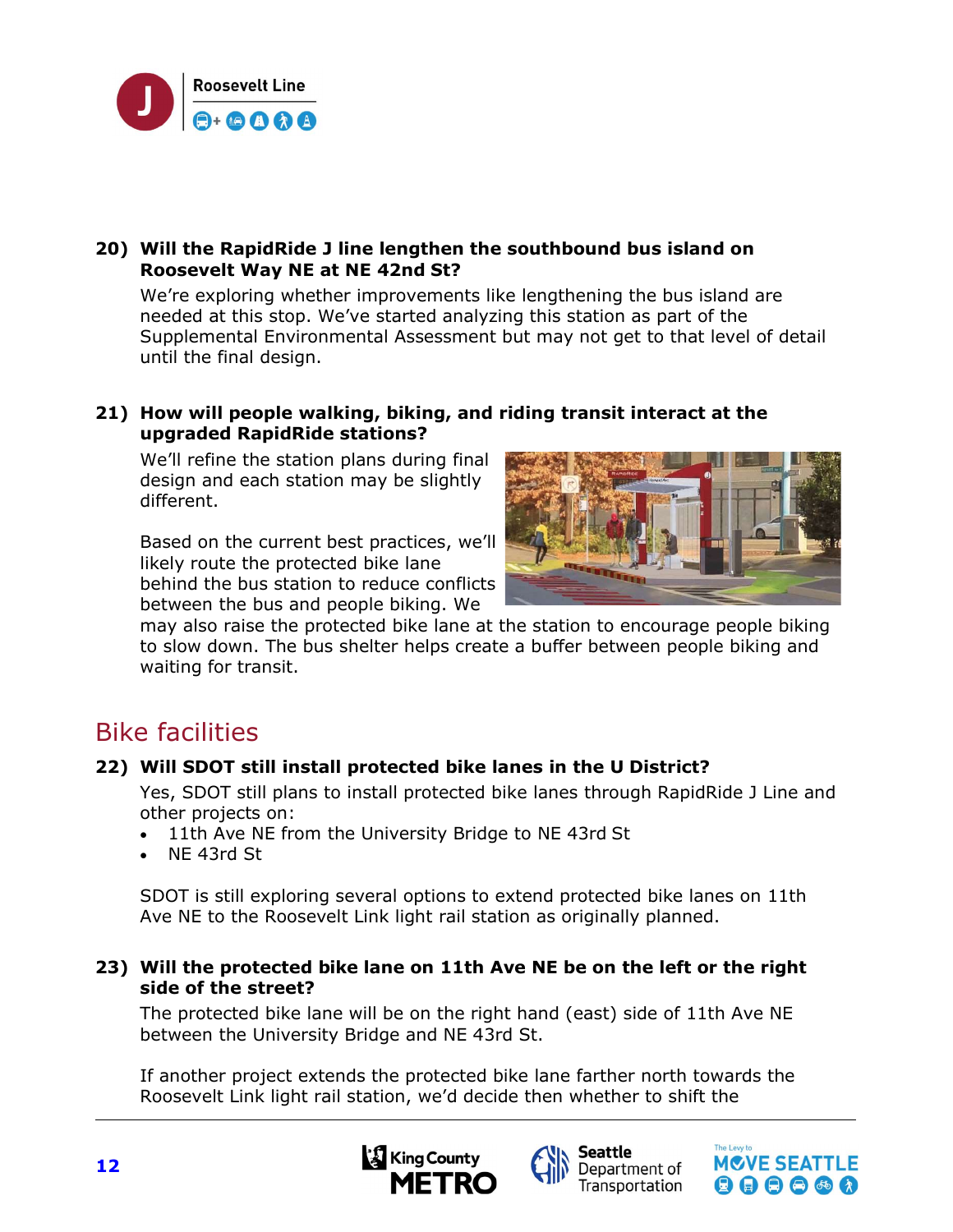**20) Will the RapidRide J line lengthen the southbound bus island on Roosevelt Way NE at NE 42nd St?**

We're exploring whether improvements like lengthening the bus island are needed at this stop. We've started analyzing this station as part of the Supplemental Environmental Assessment but may not get to that level of detail until the final design.

**21) How will people walking, biking, and riding transit interact at the upgraded RapidRide stations?**

We'll refine the station plans during final design and each station may be slightly different.

Based on the current best practices, we'll likely route the protected bike lane behind the bus station to reduce conflicts between the bus and people biking. We may also raise the protected bike lane at the station to encourage people biking to slow down. The bus shelter helps create a buffer between people biking and waiting for transit.

## Bike facilities

**22) Will SDOT still install protected bike lanes in the U District?**

Yes, SDOT still plans to install protected bike lanes through RapidRide J Line and other projects on:

- 11th Ave NE from the University Bridge to NE 43rd St
- NE 43rd St

SDOT is still exploring several options to extend protected bike lanes on 11th Ave NE to the Roosevelt Link light rail station as originally planned.

**23) Will the protected bike lane on 11th Ave NE be on the left or the right side of the street?**

The protected bike lane will be on the right hand (east) side of 11th Ave NE between the University Bridge and NE 43rd St.

If another project extends the protected bike lane farther north towards the Roosevelt Link light rail station, we'd decide then whether to shift the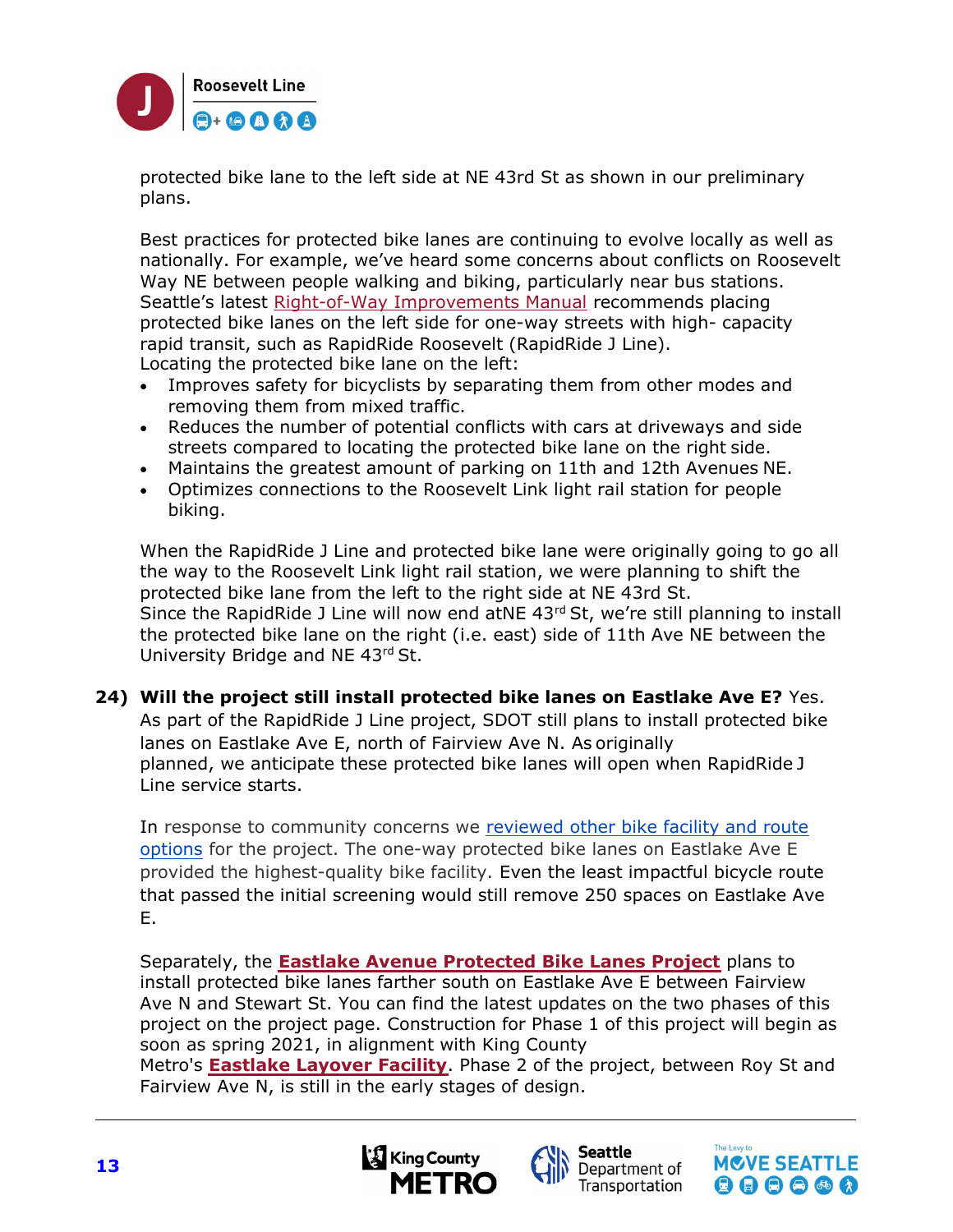protected bike lane to the left side at NE 43rd St as shown in our preliminary plans.

Best practices for protected bike lanes are continuing to evolve locally as well as nationally. For example, we've heard some concerns about conflicts on Roosevelt Way NE between people walking and biking, particularly near bus stations. Seattle's latest Right-of-Way Improvements Manual recommends placing protected bike lanes on the left side for one-way streets with high- capacity rapid transit, such as RapidRide Roosevelt (RapidRide J Line).
Locating the protected bike lane on the left:

- Improves safety for bicyclists by separating them from other modes and removing them from mixed traffic.
- Reduces the number of potential conflicts with cars at driveways and side streets compared to locating the protected bike lane on the right side.
- Maintains the greatest amount of parking on 11th and 12th Avenues NE.
- Optimizes connections to the Roosevelt Link light rail station for people biking.

When the RapidRide J Line and protected bike lane were originally going to go all the way to the Roosevelt Link light rail station, we were planning to shift the protected bike lane from the left to the right side at NE 43rd St.
Since the RapidRide J Line will now end atNE 43rd St, we're still planning to install the protected bike lane on the right (i.e. east) side of 11th Ave NE between the University Bridge and NE 43rd St.

**24) Will the project still install protected bike lanes on Eastlake Ave E?** Yes. As part of the RapidRide J Line project, SDOT still plans to install protected bike lanes on Eastlake Ave E, north of Fairview Ave N. As originally planned, we anticipate these protected bike lanes will open when RapidRide J Line service starts.

In response to community concerns we reviewed other bike facility and route options for the project. The one-way protected bike lanes on Eastlake Ave E provided the highest-quality bike facility. Even the least impactful bicycle route that passed the initial screening would still remove 250 spaces on Eastlake Ave E.

Separately, the **Eastlake Avenue Protected Bike Lanes Project** plans to install protected bike lanes farther south on Eastlake Ave E between Fairview Ave N and Stewart St. You can find the latest updates on the two phases of this project on the project page. Construction for Phase 1 of this project will begin as soon as spring 2021, in alignment with King County Metro's **Eastlake Layover Facility**. Phase 2 of the project, between Roy St and Fairview Ave N, is still in the early stages of design.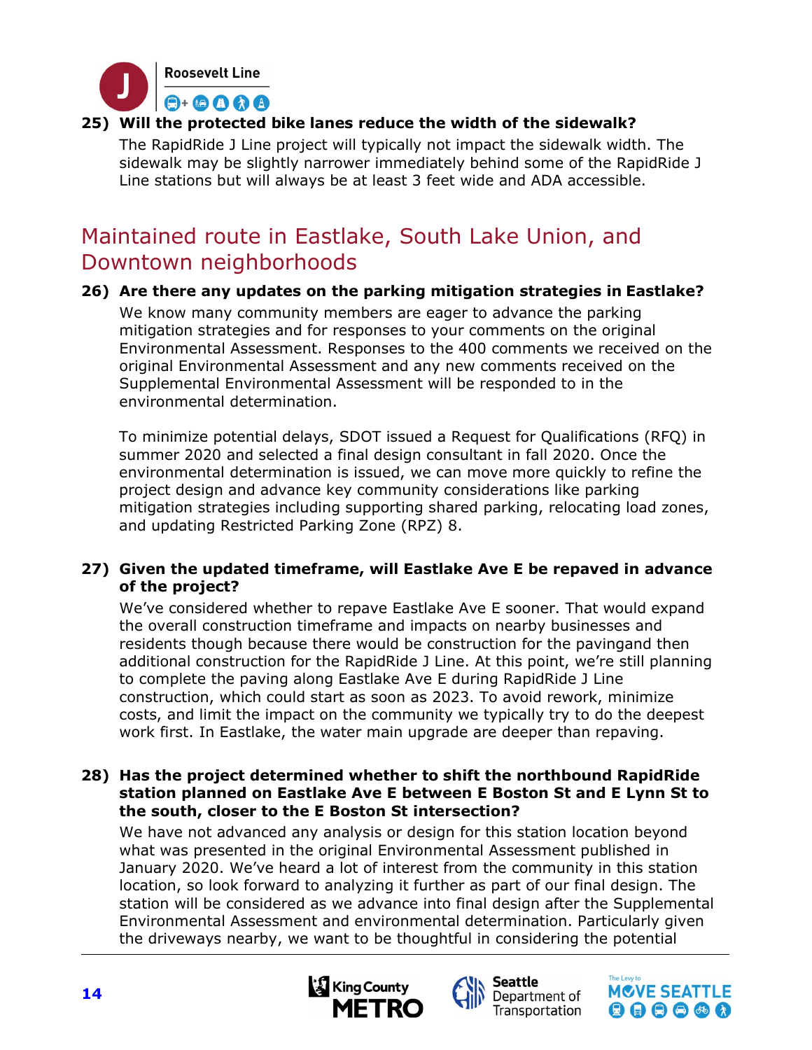**25) Will the protected bike lanes reduce the width of the sidewalk?**

The RapidRide J Line project will typically not impact the sidewalk width. The sidewalk may be slightly narrower immediately behind some of the RapidRide J Line stations but will always be at least 3 feet wide and ADA accessible.

## Maintained route in Eastlake, South Lake Union, and Downtown neighborhoods

**26) Are there any updates on the parking mitigation strategies in Eastlake?**

We know many community members are eager to advance the parking mitigation strategies and for responses to your comments on the original Environmental Assessment. Responses to the 400 comments we received on the original Environmental Assessment and any new comments received on the Supplemental Environmental Assessment will be responded to in the environmental determination.

To minimize potential delays, SDOT issued a Request for Qualifications (RFQ) in summer 2020 and selected a final design consultant in fall 2020. Once the environmental determination is issued, we can move more quickly to refine the project design and advance key community considerations like parking mitigation strategies including supporting shared parking, relocating load zones, and updating Restricted Parking Zone (RPZ) 8.

**27) Given the updated timeframe, will Eastlake Ave E be repaved in advance of the project?**

We've considered whether to repave Eastlake Ave E sooner. That would expand the overall construction timeframe and impacts on nearby businesses and residents though because there would be construction for the pavingand then additional construction for the RapidRide J Line. At this point, we're still planning to complete the paving along Eastlake Ave E during RapidRide J Line construction, which could start as soon as 2023. To avoid rework, minimize costs, and limit the impact on the community we typically try to do the deepest work first. In Eastlake, the water main upgrade are deeper than repaving.

**28) Has the project determined whether to shift the northbound RapidRide station planned on Eastlake Ave E between E Boston St and E Lynn St to the south, closer to the E Boston St intersection?**

We have not advanced any analysis or design for this station location beyond what was presented in the original Environmental Assessment published in January 2020. We've heard a lot of interest from the community in this station location, so look forward to analyzing it further as part of our final design. The station will be considered as we advance into final design after the Supplemental Environmental Assessment and environmental determination. Particularly given the driveways nearby, we want to be thoughtful in considering the potential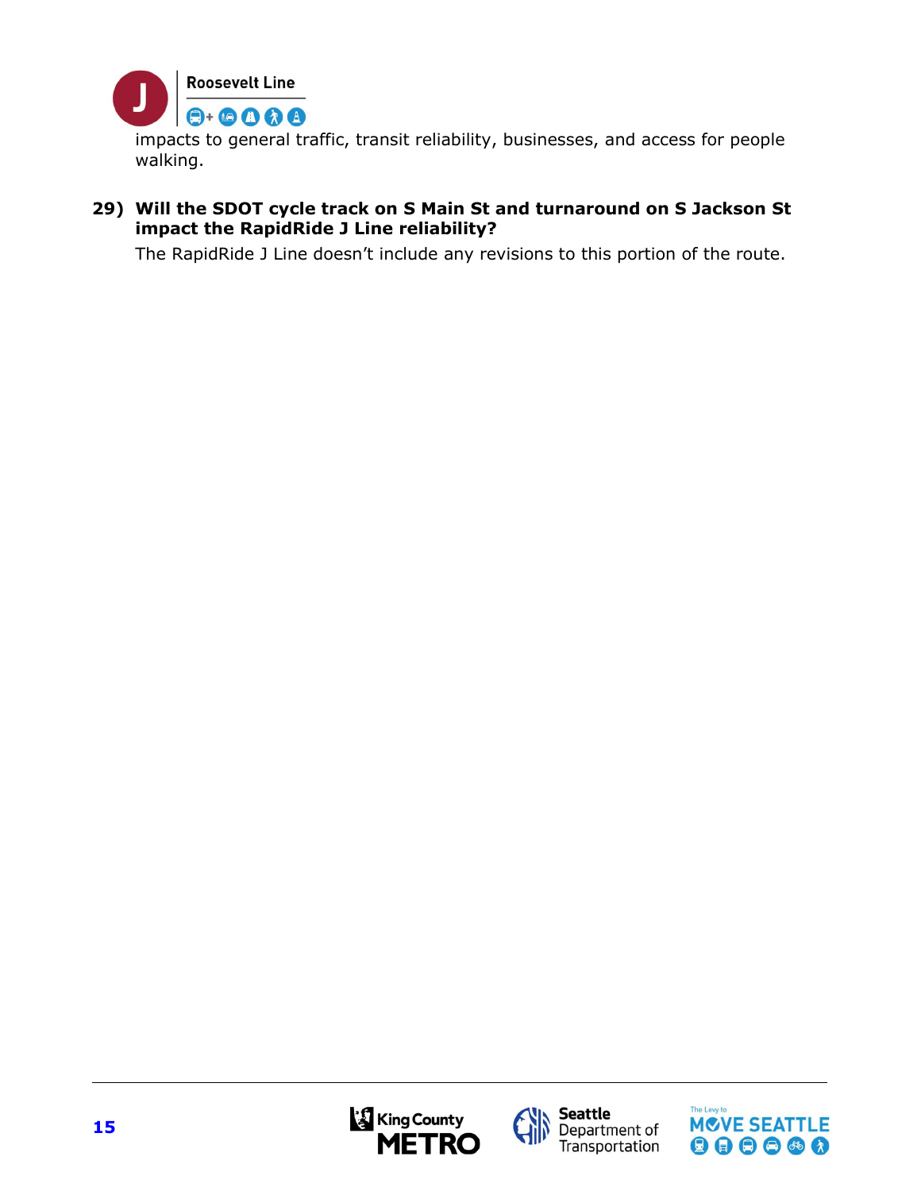impacts to general traffic, transit reliability, businesses, and access for people walking.

**29) Will the SDOT cycle track on S Main St and turnaround on S Jackson St impact the RapidRide J Line reliability?**

The RapidRide J Line doesn't include any revisions to this portion of the route.